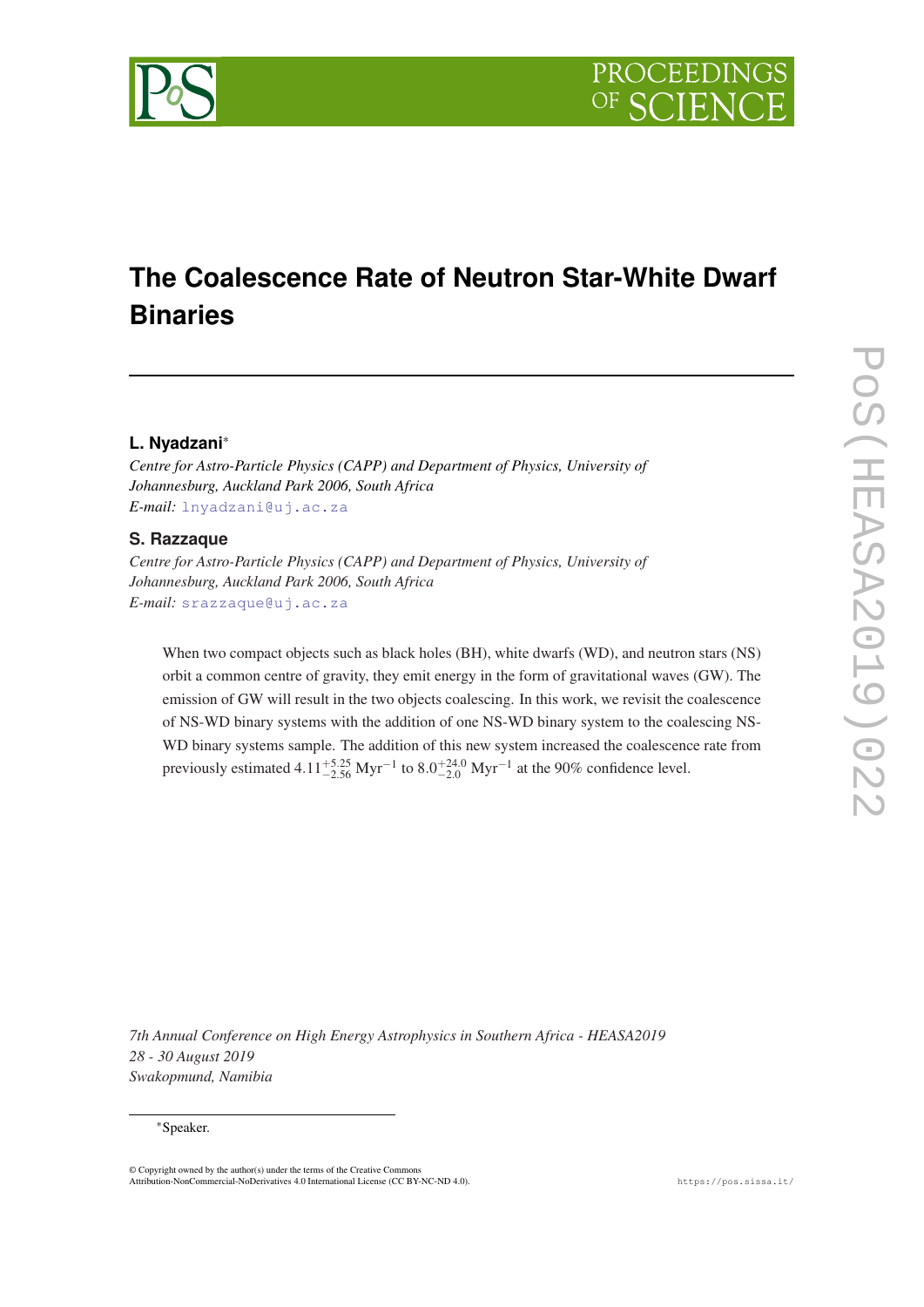# The Coalescence Rate of Neutron Star-White Dwarf Binaries

**L. Nyadzani***

*Centre for Astro-Particle Physics (CAPP) and Department of Physics, University of Johannesburg, Auckland Park 2006, South Africa*
*E-mail:* lnyadzani@uj.ac.za

**S. Razzaque**

*Centre for Astro-Particle Physics (CAPP) and Department of Physics, University of Johannesburg, Auckland Park 2006, South Africa*
*E-mail:* srazzaque@uj.ac.za

When two compact objects such as black holes (BH), white dwarfs (WD), and neutron stars (NS) orbit a common centre of gravity, they emit energy in the form of gravitational waves (GW). The emission of GW will result in the two objects coalescing. In this work, we revisit the coalescence of NS-WD binary systems with the addition of one NS-WD binary system to the coalescing NS-WD binary systems sample. The addition of this new system increased the coalescence rate from previously estimated $4.11^{+5.25}_{-2.56}$ $\text{Myr}^{-1}$ to $8.0^{+24.0}_{-2.0}$ $\text{Myr}^{-1}$ at the 90% confidence level.

*7th Annual Conference on High Energy Astrophysics in Southern Africa - HEASA2019*
*28 - 30 August 2019*
*Swakopmund, Namibia*

*Speaker.

© Copyright owned by the author(s) under the terms of the Creative Commons Attribution-NonCommercial-NoDerivatives 4.0 International License (CC BY-NC-ND 4.0).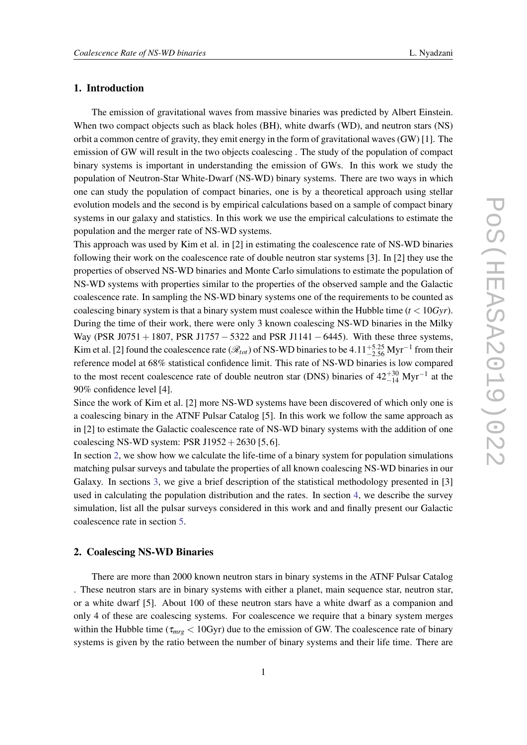## 1. Introduction

The emission of gravitational waves from massive binaries was predicted by Albert Einstein. When two compact objects such as black holes (BH), white dwarfs (WD), and neutron stars (NS) orbit a common centre of gravity, they emit energy in the form of gravitational waves (GW) [1]. The emission of GW will result in the two objects coalescing . The study of the population of compact binary systems is important in understanding the emission of GWs. In this work we study the population of Neutron-Star White-Dwarf (NS-WD) binary systems. There are two ways in which one can study the population of compact binaries, one is by a theoretical approach using stellar evolution models and the second is by empirical calculations based on a sample of compact binary systems in our galaxy and statistics. In this work we use the empirical calculations to estimate the population and the merger rate of NS-WD systems.

This approach was used by Kim et al. in [2] in estimating the coalescence rate of NS-WD binaries following their work on the coalescence rate of double neutron star systems [3]. In [2] they use the properties of observed NS-WD binaries and Monte Carlo simulations to estimate the population of NS-WD systems with properties similar to the properties of the observed sample and the Galactic coalescence rate. In sampling the NS-WD binary systems one of the requirements to be counted as coalescing binary system is that a binary system must coalesce within the Hubble time ($t < 10Gyr$). During the time of their work, there were only 3 known coalescing NS-WD binaries in the Milky Way (PSR J0751 + 1807, PSR J1757 − 5322 and PSR J1141 − 6445). With these three systems, Kim et al. [2] found the coalescence rate ($\mathscr{R}_{tot}$) of NS-WD binaries to be $4.11^{+5.25}_{-2.56}$ Myr$^{-1}$ from their reference model at 68% statistical confidence limit. This rate of NS-WD binaries is low compared to the most recent coalescence rate of double neutron star (DNS) binaries of $42^{+30}_{-14}$ Myr$^{-1}$ at the 90% confidence level [4].

Since the work of Kim et al. [2] more NS-WD systems have been discovered of which only one is a coalescing binary in the ATNF Pulsar Catalog [5]. In this work we follow the same approach as in [2] to estimate the Galactic coalescence rate of NS-WD binary systems with the addition of one coalescing NS-WD system: PSR J1952 + 2630 [5, 6].

In section 2, we show how we calculate the life-time of a binary system for population simulations matching pulsar surveys and tabulate the properties of all known coalescing NS-WD binaries in our Galaxy. In sections 3, we give a brief description of the statistical methodology presented in [3] used in calculating the population distribution and the rates. In section 4, we describe the survey simulation, list all the pulsar surveys considered in this work and and finally present our Galactic coalescence rate in section 5.

## 2. Coalescing NS-WD Binaries

There are more than 2000 known neutron stars in binary systems in the ATNF Pulsar Catalog . These neutron stars are in binary systems with either a planet, main sequence star, neutron star, or a white dwarf [5]. About 100 of these neutron stars have a white dwarf as a companion and only 4 of these are coalescing systems. For coalescence we require that a binary system merges within the Hubble time ($\tau_{mrg} < 10$Gyr) due to the emission of GW. The coalescence rate of binary systems is given by the ratio between the number of binary systems and their life time. There are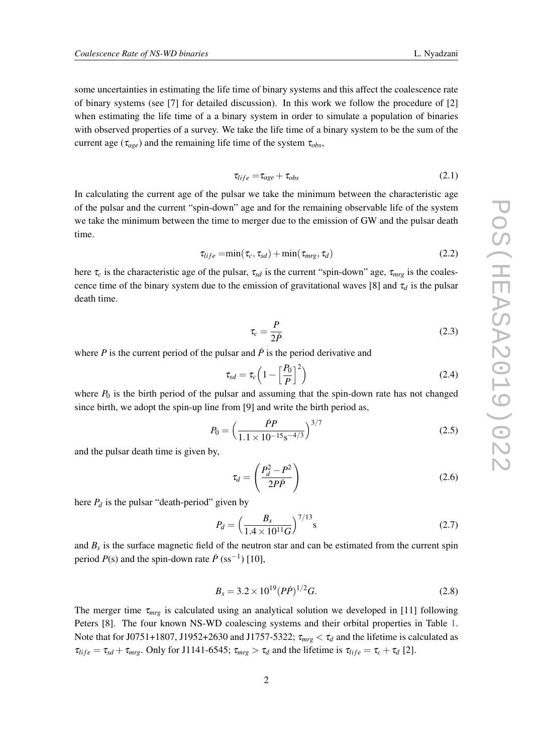some uncertainties in estimating the life time of binary systems and this affect the coalescence rate of binary systems (see [7] for detailed discussion). In this work we follow the procedure of [2] when estimating the life time of a a binary system in order to simulate a population of binaries with observed properties of a survey. We take the life time of a binary system to be the sum of the current age ($\tau_{age}$) and the remaining life time of the system $\tau_{obs}$,

$$\tau_{life} = \tau_{age} + \tau_{obs} \tag{2.1}$$

In calculating the current age of the pulsar we take the minimum between the characteristic age of the pulsar and the current "spin-down" age and for the remaining observable life of the system we take the minimum between the time to merger due to the emission of GW and the pulsar death time.

$$\tau_{life} = \min(\tau_c, \tau_{sd}) + \min(\tau_{mrg}, \tau_d) \tag{2.2}$$

here $\tau_c$ is the characteristic age of the pulsar, $\tau_{sd}$ is the current "spin-down" age, $\tau_{mrg}$ is the coalescence time of the binary system due to the emission of gravitational waves [8] and $\tau_d$ is the pulsar death time.

$$\tau_c = \frac{P}{2\dot{P}} \tag{2.3}$$

where $P$ is the current period of the pulsar and $\dot{P}$ is the period derivative and

$$\tau_{sd} = \tau_c\Big(1 - \Big[\frac{P_0}{P}\Big]^2\Big) \tag{2.4}$$

where $P_0$ is the birth period of the pulsar and assuming that the spin-down rate has not changed since birth, we adopt the spin-up line from [9] and write the birth period as,

$$P_0 = \Big(\frac{\dot{P}P}{1.1 \times 10^{-15}\mathrm{s}^{-4/3}}\Big)^{3/7} \tag{2.5}$$

and the pulsar death time is given by,

$$\tau_d = \left(\frac{P_d^2 - P^2}{2P\dot{P}}\right) \tag{2.6}$$

here $P_d$ is the pulsar "death-period" given by

$$P_d = \Big(\frac{B_s}{1.4 \times 10^{11}G}\Big)^{7/13}\mathrm{s} \tag{2.7}$$

and $B_s$ is the surface magnetic field of the neutron star and can be estimated from the current spin period $P$(s) and the spin-down rate $\dot{P}$ (ss$^{-1}$) [10],

$$B_s = 3.2 \times 10^{19}(P\dot{P})^{1/2}G. \tag{2.8}$$

The merger time $\tau_{mrg}$ is calculated using an analytical solution we developed in [11] following Peters [8]. The four known NS-WD coalescing systems and their orbital properties in Table 1. Note that for J0751+1807, J1952+2630 and J1757-5322; $\tau_{mrg} < \tau_d$ and the lifetime is calculated as $\tau_{life} = \tau_{sd} + \tau_{mrg}$. Only for J1141-6545; $\tau_{mrg} > \tau_d$ and the lifetime is $\tau_{life} = \tau_c + \tau_d$ [2].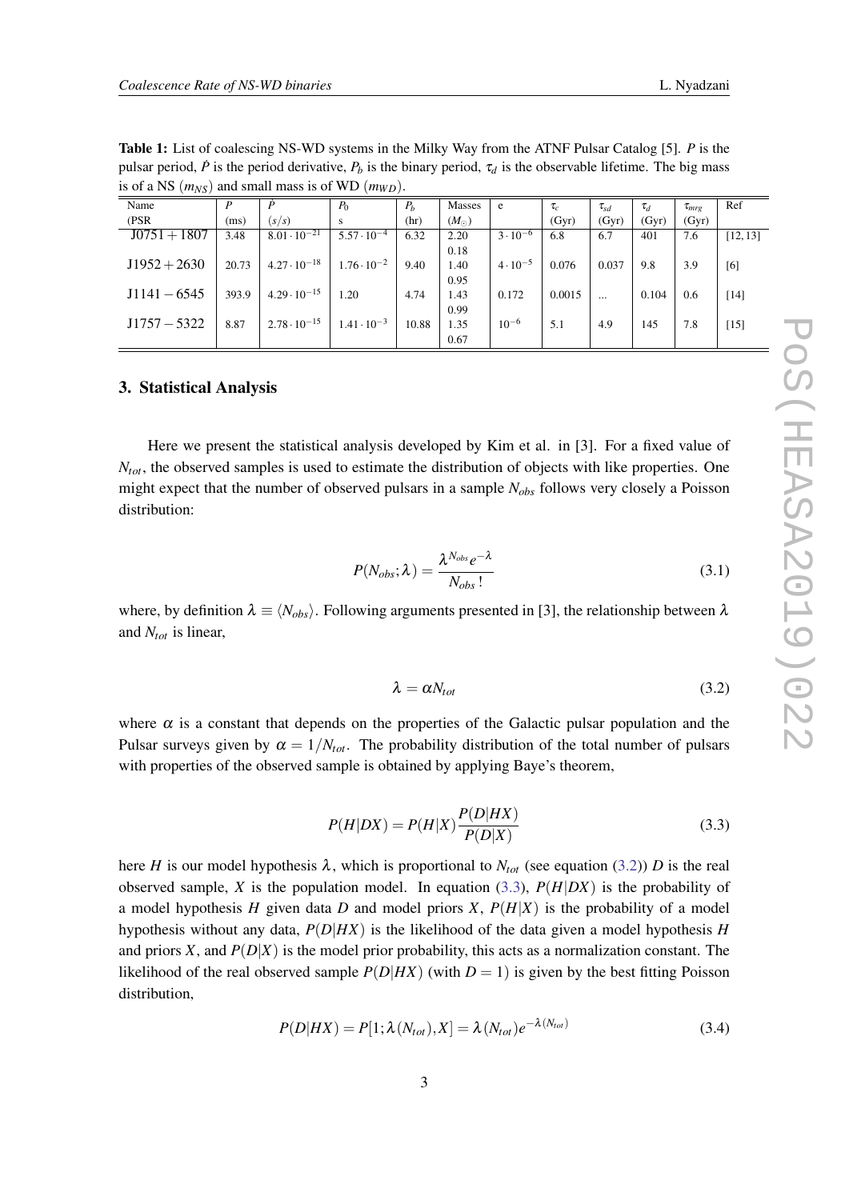**Table 1:** List of coalescing NS-WD systems in the Milky Way from the ATNF Pulsar Catalog [5]. $P$ is the pulsar period, $\dot{P}$ is the period derivative, $P_b$ is the binary period, $\tau_d$ is the observable lifetime. The big mass is of a NS ($m_{NS}$) and small mass is of WD ($m_{WD}$).

| Name (PSR | $P$ (ms) | $\dot{P}$ $(s/s)$ | $P_0$ s | $P_b$ (hr) | Masses ($M_\odot$) | e | $\tau_c$ (Gyr) | $\tau_{sd}$ (Gyr) | $\tau_d$ (Gyr) | $\tau_{mrg}$ (Gyr) | Ref |
|---|---|---|---|---|---|---|---|---|---|---|---|
| $J0751+1807$ | 3.48 | $8.01 \cdot 10^{-21}$ | $5.57 \cdot 10^{-4}$ | 6.32 | 2.20 0.18 | $3 \cdot 10^{-6}$ | 6.8 | 6.7 | 401 | 7.6 | [12, 13] |
| $J1952+2630$ | 20.73 | $4.27 \cdot 10^{-18}$ | $1.76 \cdot 10^{-2}$ | 9.40 | 1.40 0.95 | $4 \cdot 10^{-5}$ | 0.076 | 0.037 | 9.8 | 3.9 | [6] |
| $J1141-6545$ | 393.9 | $4.29 \cdot 10^{-15}$ | 1.20 | 4.74 | 1.43 0.99 | 0.172 | 0.0015 | ... | 0.104 | 0.6 | [14] |
| $J1757-5322$ | 8.87 | $2.78 \cdot 10^{-15}$ | $1.41 \cdot 10^{-3}$ | 10.88 | 1.35 0.67 | $10^{-6}$ | 5.1 | 4.9 | 145 | 7.8 | [15] |

## 3. Statistical Analysis

Here we present the statistical analysis developed by Kim et al. in [3]. For a fixed value of $N_{tot}$, the observed samples is used to estimate the distribution of objects with like properties. One might expect that the number of observed pulsars in a sample $N_{obs}$ follows very closely a Poisson distribution:

$$P(N_{obs};\lambda) = \frac{\lambda^{N_{obs}} e^{-\lambda}}{N_{obs}\,!} \tag{3.1}$$

where, by definition $\lambda \equiv \langle N_{obs} \rangle$. Following arguments presented in [3], the relationship between $\lambda$ and $N_{tot}$ is linear,

$$\lambda = \alpha N_{tot} \tag{3.2}$$

where $\alpha$ is a constant that depends on the properties of the Galactic pulsar population and the Pulsar surveys given by $\alpha = 1/N_{tot}$. The probability distribution of the total number of pulsars with properties of the observed sample is obtained by applying Baye's theorem,

$$P(H|DX) = P(H|X)\frac{P(D|HX)}{P(D|X)} \tag{3.3}$$

here $H$ is our model hypothesis $\lambda$, which is proportional to $N_{tot}$ (see equation (3.2)) $D$ is the real observed sample, $X$ is the population model. In equation (3.3), $P(H|DX)$ is the probability of a model hypothesis $H$ given data $D$ and model priors $X$, $P(H|X)$ is the probability of a model hypothesis without any data, $P(D|HX)$ is the likelihood of the data given a model hypothesis $H$ and priors $X$, and $P(D|X)$ is the model prior probability, this acts as a normalization constant. The likelihood of the real observed sample $P(D|HX)$ (with $D=1$) is given by the best fitting Poisson distribution,

$$P(D|HX) = P[1;\lambda(N_{tot}),X] = \lambda(N_{tot})e^{-\lambda(N_{tot})} \tag{3.4}$$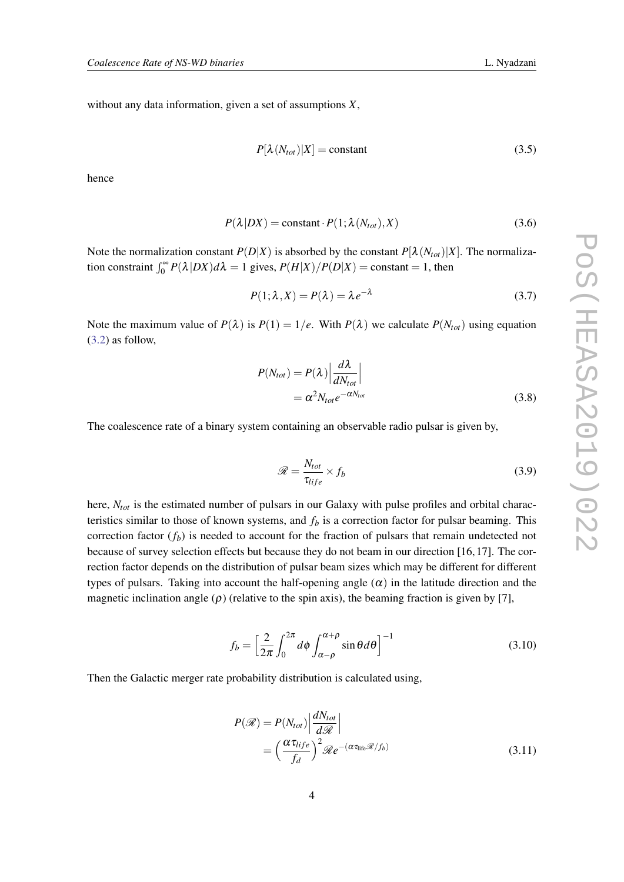without any data information, given a set of assumptions $X$,

$$P[\lambda(N_{tot})|X] = \text{constant} \tag{3.5}$$

hence

$$P(\lambda|DX) = \text{constant} \cdot P(1;\lambda(N_{tot}),X) \tag{3.6}$$

Note the normalization constant $P(D|X)$ is absorbed by the constant $P[\lambda(N_{tot})|X]$. The normalization constraint $\int_0^\infty P(\lambda|DX)d\lambda = 1$ gives, $P(H|X)/P(D|X) = \text{constant} = 1$, then

$$P(1;\lambda,X) = P(\lambda) = \lambda e^{-\lambda} \tag{3.7}$$

Note the maximum value of $P(\lambda)$ is $P(1) = 1/e$. With $P(\lambda)$ we calculate $P(N_{tot})$ using equation (3.2) as follow,

$$\begin{aligned} P(N_{tot}) &= P(\lambda)\Big|\frac{d\lambda}{dN_{tot}}\Big| \\ &= \alpha^2 N_{tot} e^{-\alpha N_{tot}} \end{aligned} \tag{3.8}$$

The coalescence rate of a binary system containing an observable radio pulsar is given by,

$$\mathscr{R} = \frac{N_{tot}}{\tau_{life}} \times f_b \tag{3.9}$$

here, $N_{tot}$ is the estimated number of pulsars in our Galaxy with pulse profiles and orbital characteristics similar to those of known systems, and $f_b$ is a correction factor for pulsar beaming. This correction factor ($f_b$) is needed to account for the fraction of pulsars that remain undetected not because of survey selection effects but because they do not beam in our direction [16, 17]. The correction factor depends on the distribution of pulsar beam sizes which may be different for different types of pulsars. Taking into account the half-opening angle ($\alpha$) in the latitude direction and the magnetic inclination angle ($\rho$) (relative to the spin axis), the beaming fraction is given by [7],

$$f_b = \Big[\frac{2}{2\pi}\int_0^{2\pi} d\phi \int_{\alpha-\rho}^{\alpha+\rho} \sin\theta d\theta\Big]^{-1} \tag{3.10}$$

Then the Galactic merger rate probability distribution is calculated using,

$$\begin{aligned} P(\mathscr{R}) &= P(N_{tot})\Big|\frac{dN_{tot}}{d\mathscr{R}}\Big| \\ &= \Big(\frac{\alpha\tau_{life}}{f_d}\Big)^2 \mathscr{R} e^{-(\alpha\tau_{\text{life}}\mathscr{R}/f_b)} \end{aligned} \tag{3.11}$$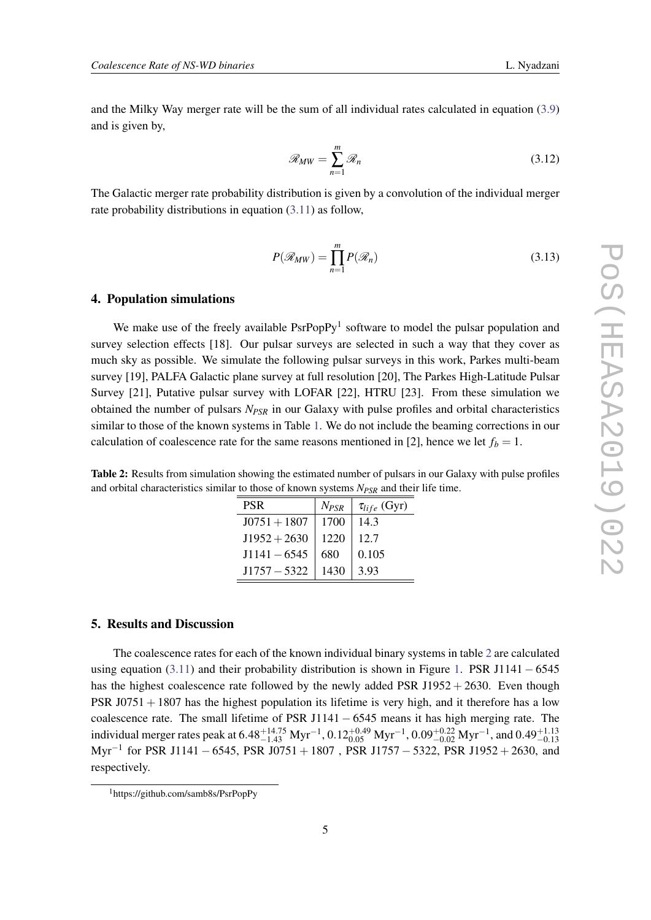and the Milky Way merger rate will be the sum of all individual rates calculated in equation (3.9) and is given by,

$$\mathscr{R}_{MW} = \sum_{n=1}^{m} \mathscr{R}_n \tag{3.12}$$

The Galactic merger rate probability distribution is given by a convolution of the individual merger rate probability distributions in equation (3.11) as follow,

$$P(\mathscr{R}_{MW}) = \prod_{n=1}^{m} P(\mathscr{R}_n) \tag{3.13}$$

## 4. Population simulations

We make use of the freely available PsrPopPy[1] software to model the pulsar population and survey selection effects [18]. Our pulsar surveys are selected in such a way that they cover as much sky as possible. We simulate the following pulsar surveys in this work, Parkes multi-beam survey [19], PALFA Galactic plane survey at full resolution [20], The Parkes High-Latitude Pulsar Survey [21], Putative pulsar survey with LOFAR [22], HTRU [23]. From these simulation we obtained the number of pulsars $N_{PSR}$ in our Galaxy with pulse profiles and orbital characteristics similar to those of the known systems in Table 1. We do not include the beaming corrections in our calculation of coalescence rate for the same reasons mentioned in [2], hence we let $f_b = 1$.

**Table 2:** Results from simulation showing the estimated number of pulsars in our Galaxy with pulse profiles and orbital characteristics similar to those of known systems $N_{PSR}$ and their life time.

| PSR | $N_{PSR}$ | $\tau_{life}$ (Gyr) |
|---|---|---|
| J0751 + 1807 | 1700 | 14.3 |
| J1952 + 2630 | 1220 | 12.7 |
| J1141 − 6545 | 680 | 0.105 |
| J1757 − 5322 | 1430 | 3.93 |

## 5. Results and Discussion

The coalescence rates for each of the known individual binary systems in table 2 are calculated using equation (3.11) and their probability distribution is shown in Figure 1. PSR J1141 − 6545 has the highest coalescence rate followed by the newly added PSR J1952 + 2630. Even though PSR J0751 + 1807 has the highest population its lifetime is very high, and it therefore has a low coalescence rate. The small lifetime of PSR J1141 − 6545 means it has high merging rate. The individual merger rates peak at $6.48^{+14.75}_{-1.43}$ Myr$^{-1}$, $0.12^{+0.49}_{0.05}$ Myr$^{-1}$, $0.09^{+0.22}_{-0.02}$ Myr$^{-1}$, and $0.49^{+1.13}_{-0.13}$ Myr$^{-1}$ for PSR J1141 − 6545, PSR J0751 + 1807 , PSR J1757 − 5322, PSR J1952 + 2630, and respectively.

[1] https://github.com/samb8s/PsrPopPy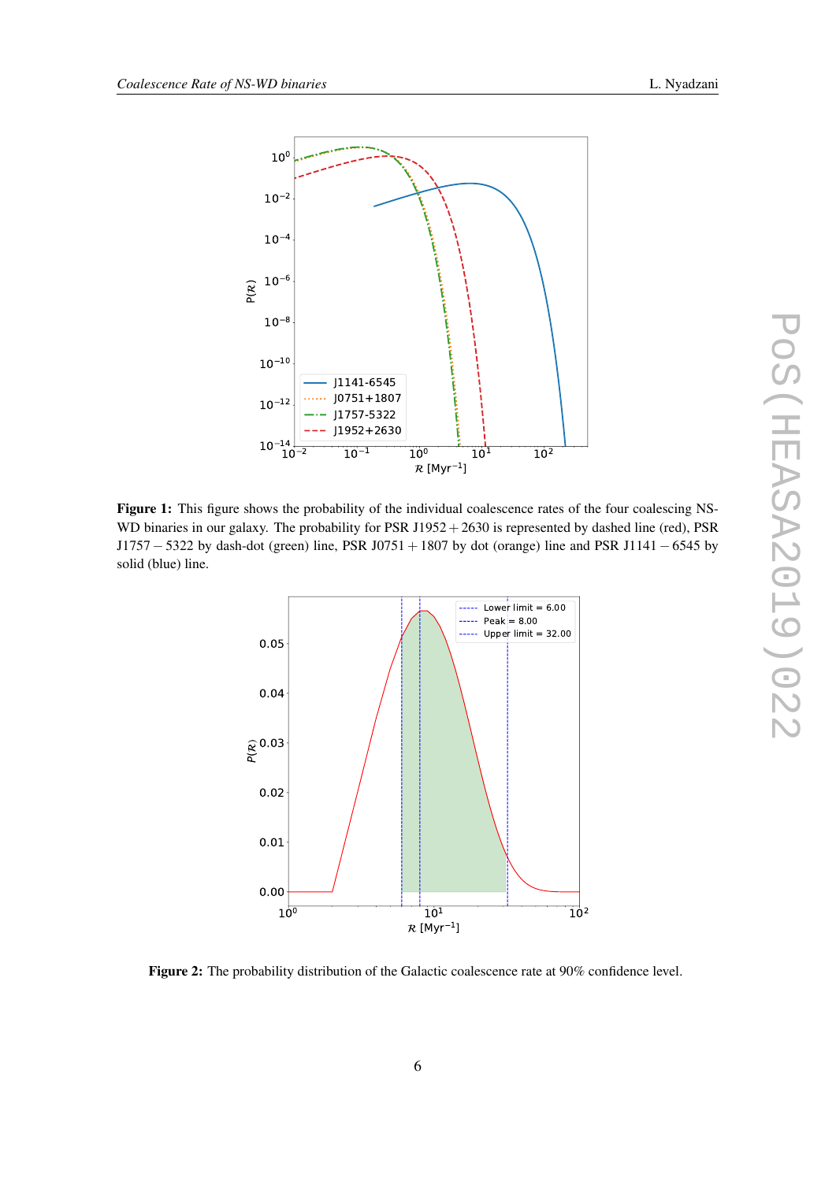**Figure 1:** This figure shows the probability of the individual coalescence rates of the four coalescing NS-WD binaries in our galaxy. The probability for PSR J1952 + 2630 is represented by dashed line (red), PSR J1757 − 5322 by dash-dot (green) line, PSR J0751 + 1807 by dot (orange) line and PSR J1141 − 6545 by solid (blue) line.

**Figure 2:** The probability distribution of the Galactic coalescence rate at 90% confidence level.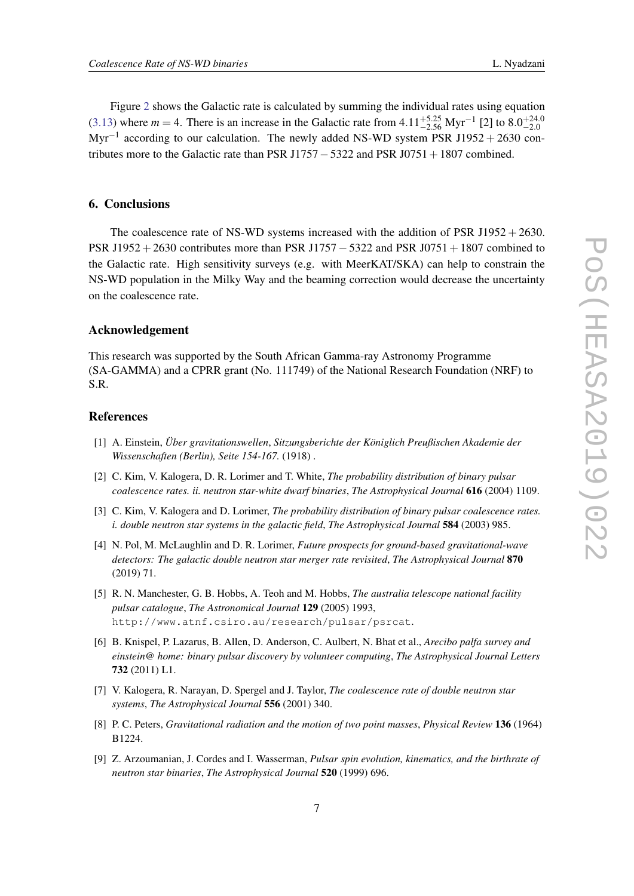Figure 2 shows the Galactic rate is calculated by summing the individual rates using equation (3.13) where $m = 4$. There is an increase in the Galactic rate from $4.11^{+5.25}_{-2.56}$ Myr$^{-1}$ [2] to $8.0^{+24.0}_{-2.0}$ Myr$^{-1}$ according to our calculation. The newly added NS-WD system PSR J1952 + 2630 contributes more to the Galactic rate than PSR J1757 − 5322 and PSR J0751 + 1807 combined.

## 6. Conclusions

The coalescence rate of NS-WD systems increased with the addition of PSR J1952 + 2630. PSR J1952 + 2630 contributes more than PSR J1757 − 5322 and PSR J0751 + 1807 combined to the Galactic rate. High sensitivity surveys (e.g. with MeerKAT/SKA) can help to constrain the NS-WD population in the Milky Way and the beaming correction would decrease the uncertainty on the coalescence rate.

## Acknowledgement

This research was supported by the South African Gamma-ray Astronomy Programme (SA-GAMMA) and a CPRR grant (No. 111749) of the National Research Foundation (NRF) to S.R.

## References

[1] A. Einstein, *Über gravitationswellen*, *Sitzungsberichte der Königlich Preußischen Akademie der Wissenschaften (Berlin), Seite 154-167.* (1918) .

[2] C. Kim, V. Kalogera, D. R. Lorimer and T. White, *The probability distribution of binary pulsar coalescence rates. ii. neutron star-white dwarf binaries*, *The Astrophysical Journal* **616** (2004) 1109.

[3] C. Kim, V. Kalogera and D. Lorimer, *The probability distribution of binary pulsar coalescence rates. i. double neutron star systems in the galactic field*, *The Astrophysical Journal* **584** (2003) 985.

[4] N. Pol, M. McLaughlin and D. R. Lorimer, *Future prospects for ground-based gravitational-wave detectors: The galactic double neutron star merger rate revisited*, *The Astrophysical Journal* **870** (2019) 71.

[5] R. N. Manchester, G. B. Hobbs, A. Teoh and M. Hobbs, *The australia telescope national facility pulsar catalogue*, *The Astronomical Journal* **129** (2005) 1993, http://www.atnf.csiro.au/research/pulsar/psrcat.

[6] B. Knispel, P. Lazarus, B. Allen, D. Anderson, C. Aulbert, N. Bhat et al., *Arecibo palfa survey and einstein@ home: binary pulsar discovery by volunteer computing*, *The Astrophysical Journal Letters* **732** (2011) L1.

[7] V. Kalogera, R. Narayan, D. Spergel and J. Taylor, *The coalescence rate of double neutron star systems*, *The Astrophysical Journal* **556** (2001) 340.

[8] P. C. Peters, *Gravitational radiation and the motion of two point masses*, *Physical Review* **136** (1964) B1224.

[9] Z. Arzoumanian, J. Cordes and I. Wasserman, *Pulsar spin evolution, kinematics, and the birthrate of neutron star binaries*, *The Astrophysical Journal* **520** (1999) 696.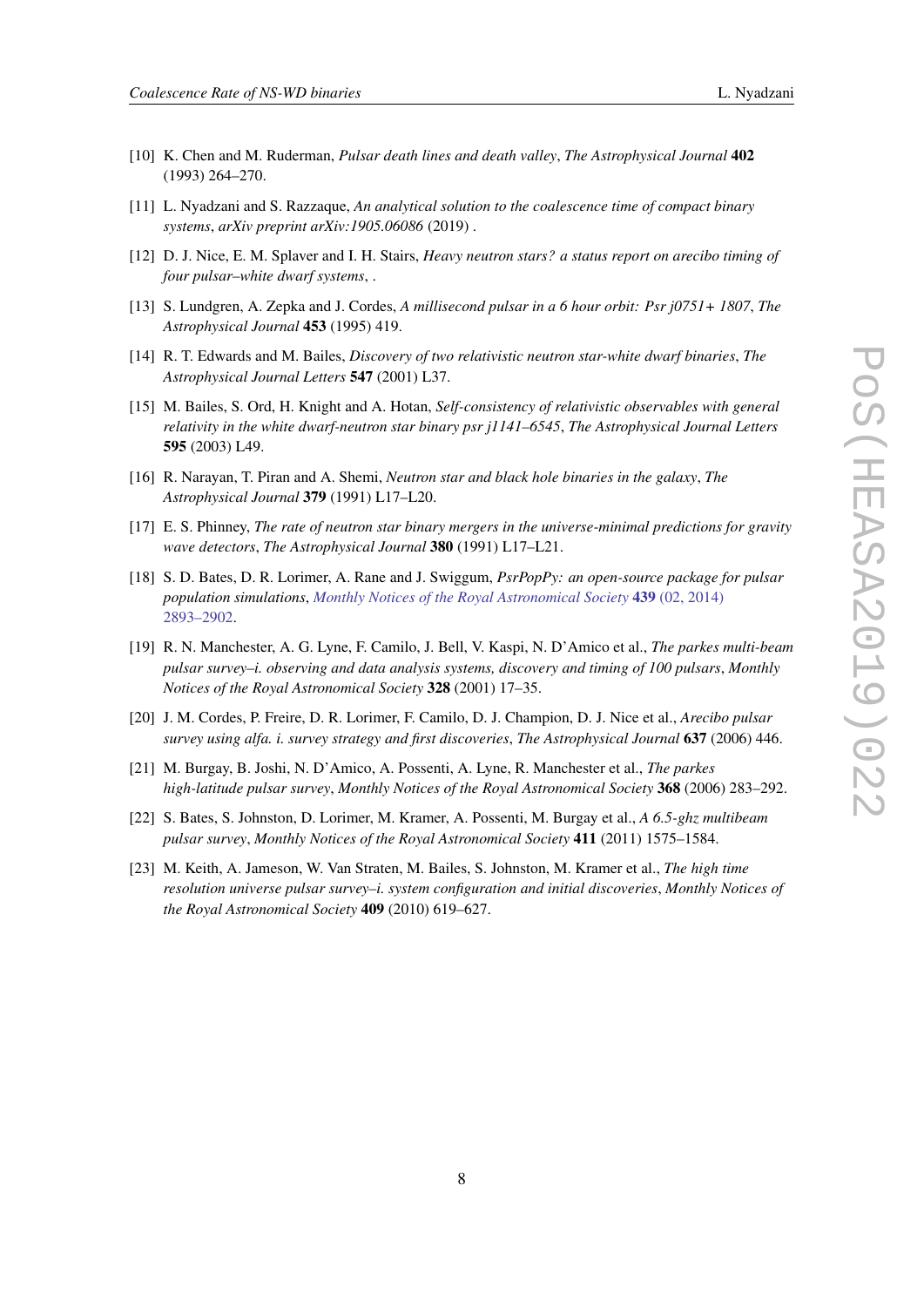[10] K. Chen and M. Ruderman, *Pulsar death lines and death valley*, *The Astrophysical Journal* **402** (1993) 264–270.

[11] L. Nyadzani and S. Razzaque, *An analytical solution to the coalescence time of compact binary systems*, *arXiv preprint arXiv:1905.06086* (2019) .

[12] D. J. Nice, E. M. Splaver and I. H. Stairs, *Heavy neutron stars? a status report on arecibo timing of four pulsar–white dwarf systems*, .

[13] S. Lundgren, A. Zepka and J. Cordes, *A millisecond pulsar in a 6 hour orbit: Psr j0751+ 1807*, *The Astrophysical Journal* **453** (1995) 419.

[14] R. T. Edwards and M. Bailes, *Discovery of two relativistic neutron star-white dwarf binaries*, *The Astrophysical Journal Letters* **547** (2001) L37.

[15] M. Bailes, S. Ord, H. Knight and A. Hotan, *Self-consistency of relativistic observables with general relativity in the white dwarf-neutron star binary psr j1141–6545*, *The Astrophysical Journal Letters* **595** (2003) L49.

[16] R. Narayan, T. Piran and A. Shemi, *Neutron star and black hole binaries in the galaxy*, *The Astrophysical Journal* **379** (1991) L17–L20.

[17] E. S. Phinney, *The rate of neutron star binary mergers in the universe-minimal predictions for gravity wave detectors*, *The Astrophysical Journal* **380** (1991) L17–L21.

[18] S. D. Bates, D. R. Lorimer, A. Rane and J. Swiggum, *PsrPopPy: an open-source package for pulsar population simulations*, *Monthly Notices of the Royal Astronomical Society* **439** (02, 2014) 2893–2902.

[19] R. N. Manchester, A. G. Lyne, F. Camilo, J. Bell, V. Kaspi, N. D'Amico et al., *The parkes multi-beam pulsar survey–i. observing and data analysis systems, discovery and timing of 100 pulsars*, *Monthly Notices of the Royal Astronomical Society* **328** (2001) 17–35.

[20] J. M. Cordes, P. Freire, D. R. Lorimer, F. Camilo, D. J. Champion, D. J. Nice et al., *Arecibo pulsar survey using alfa. i. survey strategy and first discoveries*, *The Astrophysical Journal* **637** (2006) 446.

[21] M. Burgay, B. Joshi, N. D'Amico, A. Possenti, A. Lyne, R. Manchester et al., *The parkes high-latitude pulsar survey*, *Monthly Notices of the Royal Astronomical Society* **368** (2006) 283–292.

[22] S. Bates, S. Johnston, D. Lorimer, M. Kramer, A. Possenti, M. Burgay et al., *A 6.5-ghz multibeam pulsar survey*, *Monthly Notices of the Royal Astronomical Society* **411** (2011) 1575–1584.

[23] M. Keith, A. Jameson, W. Van Straten, M. Bailes, S. Johnston, M. Kramer et al., *The high time resolution universe pulsar survey–i. system configuration and initial discoveries*, *Monthly Notices of the Royal Astronomical Society* **409** (2010) 619–627.